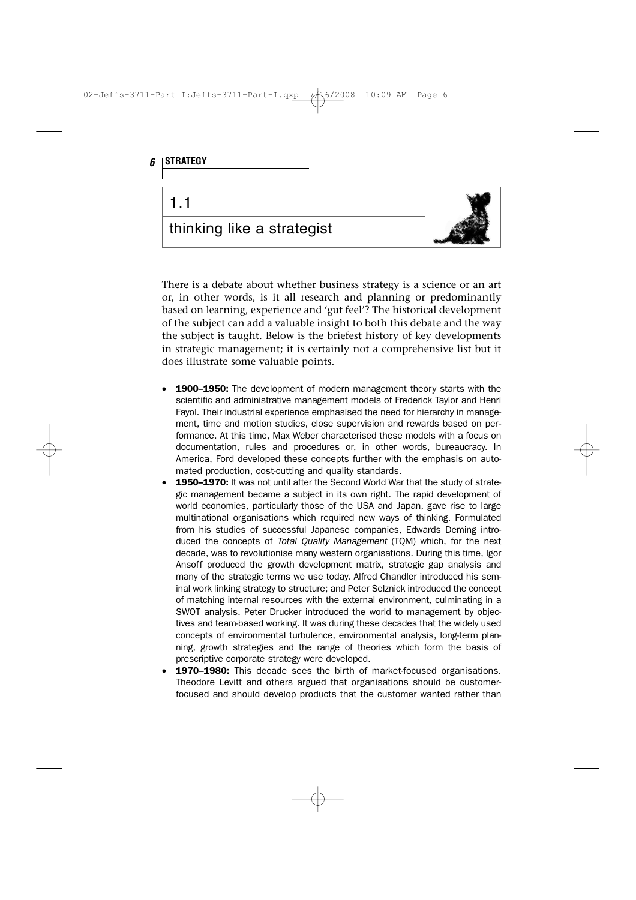## 1.1

## thinking like a strategist

There is a debate about whether business strategy is a science or an art or, in other words, is it all research and planning or predominantly based on learning, experience and 'gut feel'? The historical development of the subject can add a valuable insight to both this debate and the way the subject is taught. Below is the briefest history of key developments in strategic management; it is certainly not a comprehensive list but it does illustrate some valuable points.

- **1900–1950:** The development of modern management theory starts with the scientific and administrative management models of Frederick Taylor and Henri Fayol. Their industrial experience emphasised the need for hierarchy in management, time and motion studies, close supervision and rewards based on performance. At this time, Max Weber characterised these models with a focus on documentation, rules and procedures or, in other words, bureaucracy. In America, Ford developed these concepts further with the emphasis on automated production, cost-cutting and quality standards.
- **1950–1970:** It was not until after the Second World War that the study of strategic management became a subject in its own right. The rapid development of world economies, particularly those of the USA and Japan, gave rise to large multinational organisations which required new ways of thinking. Formulated from his studies of successful Japanese companies, Edwards Deming introduced the concepts of *Total Quality Management* (TQM) which, for the next decade, was to revolutionise many western organisations. During this time, Igor Ansoff produced the growth development matrix, strategic gap analysis and many of the strategic terms we use today. Alfred Chandler introduced his seminal work linking strategy to structure; and Peter Selznick introduced the concept of matching internal resources with the external environment, culminating in a SWOT analysis. Peter Drucker introduced the world to management by objectives and team-based working. It was during these decades that the widely used concepts of environmental turbulence, environmental analysis, long-term planning, growth strategies and the range of theories which form the basis of prescriptive corporate strategy were developed.
- **1970–1980:** This decade sees the birth of market-focused organisations. Theodore Levitt and others argued that organisations should be customer-focused and should develop products that the customer wanted rather than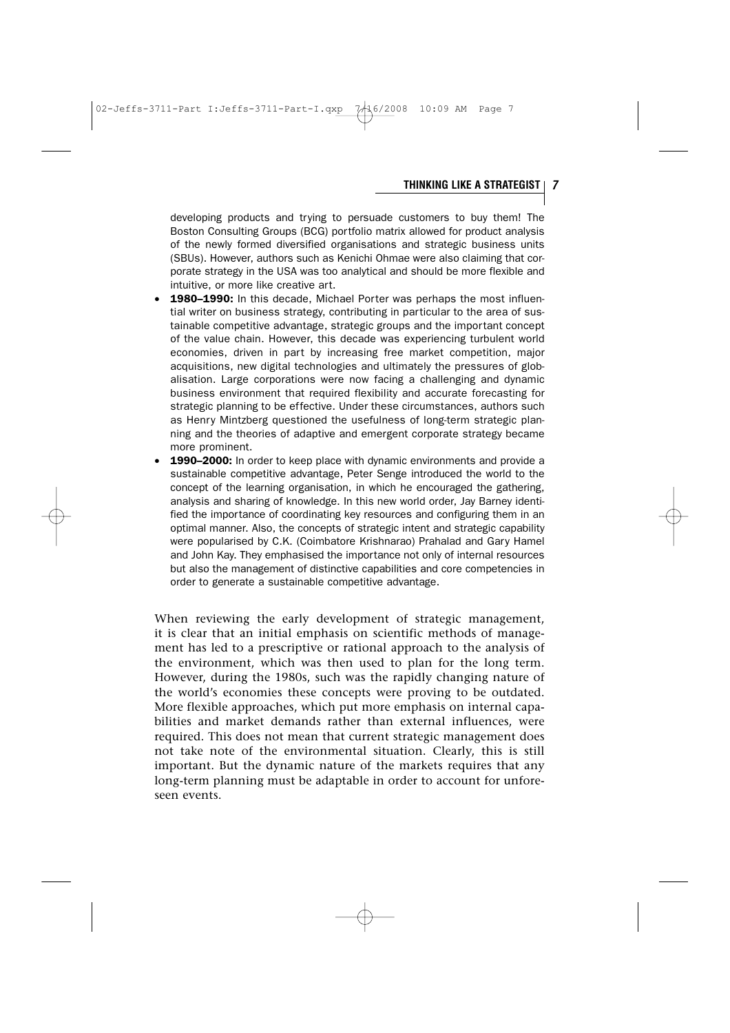developing products and trying to persuade customers to buy them! The Boston Consulting Groups (BCG) portfolio matrix allowed for product analysis of the newly formed diversified organisations and strategic business units (SBUs). However, authors such as Kenichi Ohmae were also claiming that corporate strategy in the USA was too analytical and should be more flexible and intuitive, or more like creative art.

- **1980–1990:** In this decade, Michael Porter was perhaps the most influential writer on business strategy, contributing in particular to the area of sustainable competitive advantage, strategic groups and the important concept of the value chain. However, this decade was experiencing turbulent world economies, driven in part by increasing free market competition, major acquisitions, new digital technologies and ultimately the pressures of globalisation. Large corporations were now facing a challenging and dynamic business environment that required flexibility and accurate forecasting for strategic planning to be effective. Under these circumstances, authors such as Henry Mintzberg questioned the usefulness of long-term strategic planning and the theories of adaptive and emergent corporate strategy became more prominent.
- **1990–2000:** In order to keep place with dynamic environments and provide a sustainable competitive advantage, Peter Senge introduced the world to the concept of the learning organisation, in which he encouraged the gathering, analysis and sharing of knowledge. In this new world order, Jay Barney identified the importance of coordinating key resources and configuring them in an optimal manner. Also, the concepts of strategic intent and strategic capability were popularised by C.K. (Coimbatore Krishnarao) Prahalad and Gary Hamel and John Kay. They emphasised the importance not only of internal resources but also the management of distinctive capabilities and core competencies in order to generate a sustainable competitive advantage.

When reviewing the early development of strategic management, it is clear that an initial emphasis on scientific methods of management has led to a prescriptive or rational approach to the analysis of the environment, which was then used to plan for the long term. However, during the 1980s, such was the rapidly changing nature of the world's economies these concepts were proving to be outdated. More flexible approaches, which put more emphasis on internal capabilities and market demands rather than external influences, were required. This does not mean that current strategic management does not take note of the environmental situation. Clearly, this is still important. But the dynamic nature of the markets requires that any long-term planning must be adaptable in order to account for unforeseen events.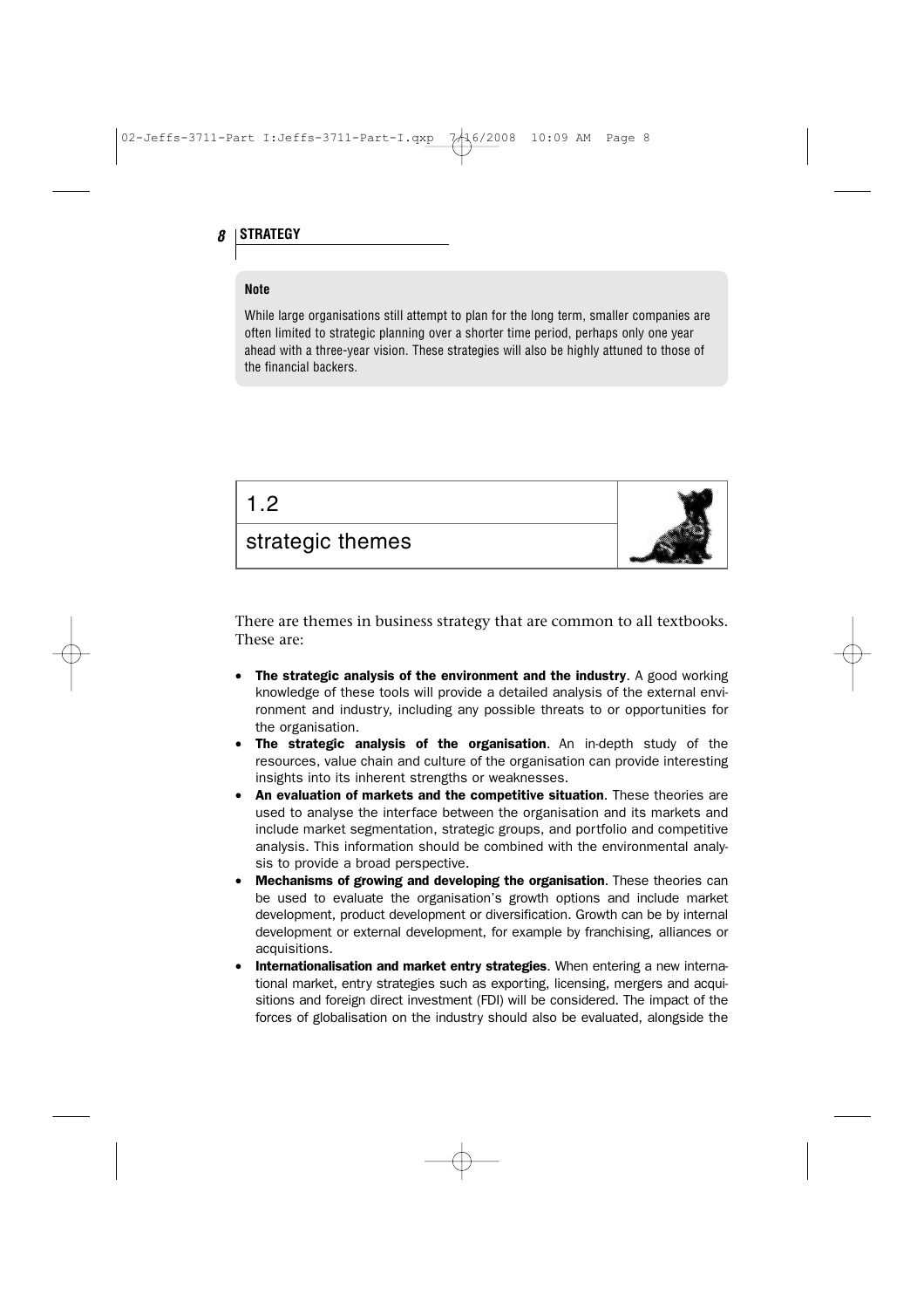**Note**

While large organisations still attempt to plan for the long term, smaller companies are often limited to strategic planning over a shorter time period, perhaps only one year ahead with a three-year vision. These strategies will also be highly attuned to those of the financial backers.

## 1.2 strategic themes

There are themes in business strategy that are common to all textbooks. These are:

- **The strategic analysis of the environment and the industry**. A good working knowledge of these tools will provide a detailed analysis of the external environment and industry, including any possible threats to or opportunities for the organisation.
- **The strategic analysis of the organisation**. An in-depth study of the resources, value chain and culture of the organisation can provide interesting insights into its inherent strengths or weaknesses.
- **An evaluation of markets and the competitive situation**. These theories are used to analyse the interface between the organisation and its markets and include market segmentation, strategic groups, and portfolio and competitive analysis. This information should be combined with the environmental analysis to provide a broad perspective.
- **Mechanisms of growing and developing the organisation**. These theories can be used to evaluate the organisation's growth options and include market development, product development or diversification. Growth can be by internal development or external development, for example by franchising, alliances or acquisitions.
- **Internationalisation and market entry strategies**. When entering a new international market, entry strategies such as exporting, licensing, mergers and acquisitions and foreign direct investment (FDI) will be considered. The impact of the forces of globalisation on the industry should also be evaluated, alongside the